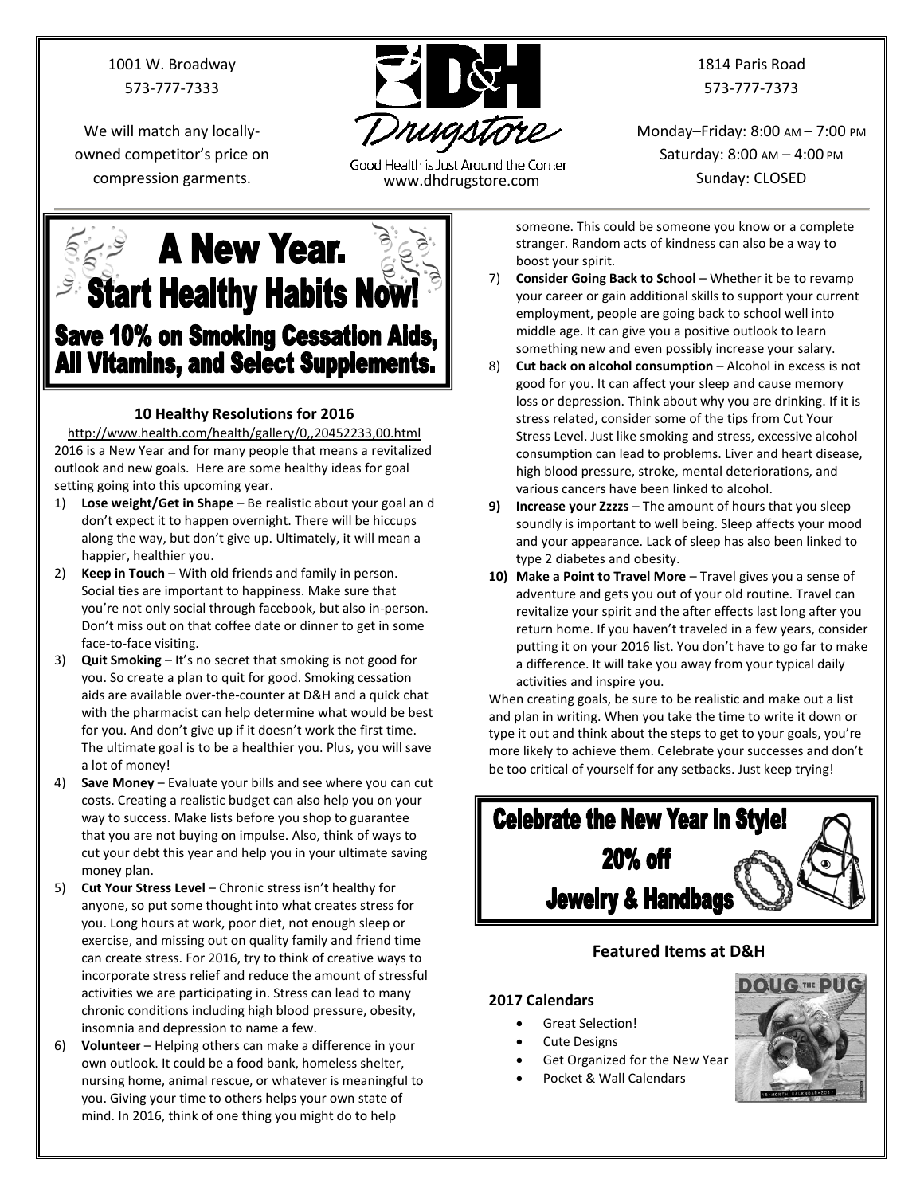1001 W. Broadway
573-777-7333

We will match any locally-owned competitor's price on compression garments.

D&H Drugstore

Good Health is Just Around the Corner
www.dhdrugstore.com

1814 Paris Road
573-777-7373

Monday–Friday: 8:00 AM – 7:00 PM
Saturday: 8:00 AM – 4:00 PM
Sunday: CLOSED

# A New Year. Start Healthy Habits Now!

## Save 10% on Smoking Cessation Aids, All Vitamins, and Select Supplements.

### 10 Healthy Resolutions for 2016

http://www.health.com/health/gallery/0,,20452233,00.html

2016 is a New Year and for many people that means a revitalized outlook and new goals. Here are some healthy ideas for goal setting going into this upcoming year.

1) **Lose weight/Get in Shape** – Be realistic about your goal an d don't expect it to happen overnight. There will be hiccups along the way, but don't give up. Ultimately, it will mean a happier, healthier you.
2) **Keep in Touch** – With old friends and family in person. Social ties are important to happiness. Make sure that you're not only social through facebook, but also in-person. Don't miss out on that coffee date or dinner to get in some face-to-face visiting.
3) **Quit Smoking** – It's no secret that smoking is not good for you. So create a plan to quit for good. Smoking cessation aids are available over-the-counter at D&H and a quick chat with the pharmacist can help determine what would be best for you. And don't give up if it doesn't work the first time. The ultimate goal is to be a healthier you. Plus, you will save a lot of money!
4) **Save Money** – Evaluate your bills and see where you can cut costs. Creating a realistic budget can also help you on your way to success. Make lists before you shop to guarantee that you are not buying on impulse. Also, think of ways to cut your debt this year and help you in your ultimate saving money plan.
5) **Cut Your Stress Level** – Chronic stress isn't healthy for anyone, so put some thought into what creates stress for you. Long hours at work, poor diet, not enough sleep or exercise, and missing out on quality family and friend time can create stress. For 2016, try to think of creative ways to incorporate stress relief and reduce the amount of stressful activities we are participating in. Stress can lead to many chronic conditions including high blood pressure, obesity, insomnia and depression to name a few.
6) **Volunteer** – Helping others can make a difference in your own outlook. It could be a food bank, homeless shelter, nursing home, animal rescue, or whatever is meaningful to you. Giving your time to others helps your own state of mind. In 2016, think of one thing you might do to help someone. This could be someone you know or a complete stranger. Random acts of kindness can also be a way to boost your spirit.
7) **Consider Going Back to School** – Whether it be to revamp your career or gain additional skills to support your current employment, people are going back to school well into middle age. It can give you a positive outlook to learn something new and even possibly increase your salary.
8) **Cut back on alcohol consumption** – Alcohol in excess is not good for you. It can affect your sleep and cause memory loss or depression. Think about why you are drinking. If it is stress related, consider some of the tips from Cut Your Stress Level. Just like smoking and stress, excessive alcohol consumption can lead to problems. Liver and heart disease, high blood pressure, stroke, mental deteriorations, and various cancers have been linked to alcohol.
9) **Increase your Zzzzs** – The amount of hours that you sleep soundly is important to well being. Sleep affects your mood and your appearance. Lack of sleep has also been linked to type 2 diabetes and obesity.
10) **Make a Point to Travel More** – Travel gives you a sense of adventure and gets you out of your old routine. Travel can revitalize your spirit and the after effects last long after you return home. If you haven't traveled in a few years, consider putting it on your 2016 list. You don't have to go far to make a difference. It will take you away from your typical daily activities and inspire you.

When creating goals, be sure to be realistic and make out a list and plan in writing. When you take the time to write it down or type it out and think about the steps to get to your goals, you're more likely to achieve them. Celebrate your successes and don't be too critical of yourself for any setbacks. Just keep trying!

## Celebrate the New Year in Style! 20% off Jewelry & Handbags

### Featured Items at D&H

#### 2017 Calendars

- Great Selection!
- Cute Designs
- Get Organized for the New Year
- Pocket & Wall Calendars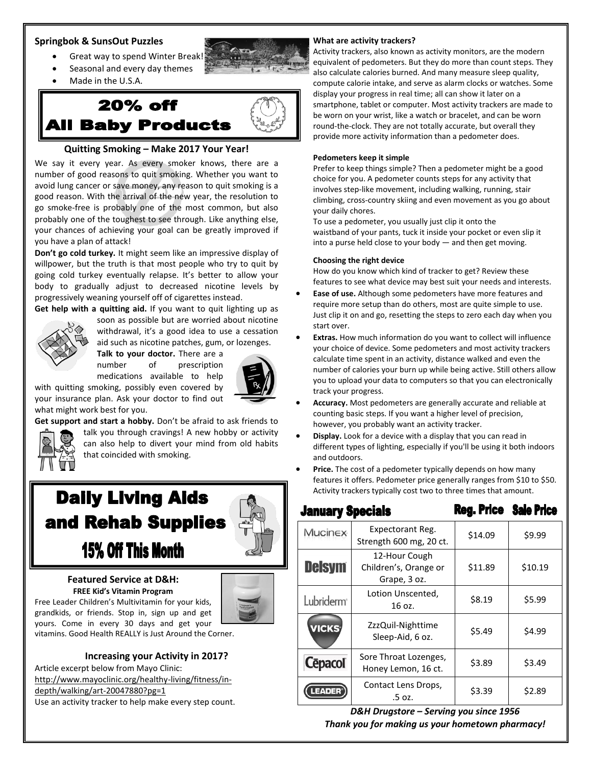**Springbok & SunsOut Puzzles**

- Great way to spend Winter Break!
- Seasonal and every day themes
- Made in the U.S.A.

## 20% off All Baby Products

### Quitting Smoking – Make 2017 Your Year!

We say it every year. As every smoker knows, there are a number of good reasons to quit smoking. Whether you want to avoid lung cancer or save money, any reason to quit smoking is a good reason. With the arrival of the new year, the resolution to go smoke-free is probably one of the most common, but also probably one of the toughest to see through. Like anything else, your chances of achieving your goal can be greatly improved if you have a plan of attack!

**Don't go cold turkey.** It might seem like an impressive display of willpower, but the truth is that most people who try to quit by going cold turkey eventually relapse. It's better to allow your body to gradually adjust to decreased nicotine levels by progressively weaning yourself off of cigarettes instead.

**Get help with a quitting aid.** If you want to quit lighting up as soon as possible but are worried about nicotine withdrawal, it's a good idea to use a cessation aid such as nicotine patches, gum, or lozenges.

**Talk to your doctor.** There are a number of prescription medications available to help with quitting smoking, possibly even covered by your insurance plan. Ask your doctor to find out what might work best for you.

**Get support and start a hobby.** Don't be afraid to ask friends to talk you through cravings! A new hobby or activity can also help to divert your mind from old habits that coincided with smoking.

## Daily Living Aids and Rehab Supplies

## 15% Off This Month

### Featured Service at D&H:

**FREE Kid's Vitamin Program**

Free Leader Children's Multivitamin for your kids, grandkids, or friends. Stop in, sign up and get yours. Come in every 30 days and get your vitamins. Good Health REALLY is Just Around the Corner.

### Increasing your Activity in 2017?

Article excerpt below from Mayo Clinic:
http://www.mayoclinic.org/healthy-living/fitness/in-depth/walking/art-20047880?pg=1
Use an activity tracker to help make every step count.

**What are activity trackers?**

Activity trackers, also known as activity monitors, are the modern equivalent of pedometers. But they do more than count steps. They also calculate calories burned. And many measure sleep quality, compute calorie intake, and serve as alarm clocks or watches. Some display your progress in real time; all can show it later on a smartphone, tablet or computer. Most activity trackers are made to be worn on your wrist, like a watch or bracelet, and can be worn round-the-clock. They are not totally accurate, but overall they provide more activity information than a pedometer does.

**Pedometers keep it simple**

Prefer to keep things simple? Then a pedometer might be a good choice for you. A pedometer counts steps for any activity that involves step-like movement, including walking, running, stair climbing, cross-country skiing and even movement as you go about your daily chores.

To use a pedometer, you usually just clip it onto the waistband of your pants, tuck it inside your pocket or even slip it into a purse held close to your body — and then get moving.

**Choosing the right device**

How do you know which kind of tracker to get? Review these features to see what device may best suit your needs and interests.

- **Ease of use.** Although some pedometers have more features and require more setup than do others, most are quite simple to use. Just clip it on and go, resetting the steps to zero each day when you start over.
- **Extras.** How much information do you want to collect will influence your choice of device. Some pedometers and most activity trackers calculate time spent in an activity, distance walked and even the number of calories your burn up while being active. Still others allow you to upload your data to computers so that you can electronically track your progress.
- **Accuracy.** Most pedometers are generally accurate and reliable at counting basic steps. If you want a higher level of precision, however, you probably want an activity tracker.
- **Display.** Look for a device with a display that you can read in different types of lighting, especially if you'll be using it both indoors and outdoors.
- **Price.** The cost of a pedometer typically depends on how many features it offers. Pedometer price generally ranges from $10 to $50. Activity trackers typically cost two to three times that amount.

## January Specials

| | | Reg. Price | Sale Price |
|---|---|---|---|
| Mucinex | Expectorant Reg. Strength 600 mg, 20 ct. | $14.09 | $9.99 |
| Delsym | 12-Hour Cough Children's, Orange or Grape, 3 oz. | $11.89 | $10.19 |
| Lubriderm | Lotion Unscented, 16 oz. | $8.19 | $5.99 |
| Vicks | ZzzQuil-Nighttime Sleep-Aid, 6 oz. | $5.49 | $4.99 |
| Cēpacol | Sore Throat Lozenges, Honey Lemon, 16 ct. | $3.89 | $3.49 |
| Leader | Contact Lens Drops, .5 oz. | $3.39 | $2.89 |

***D&H Drugstore – Serving you since 1956***

***Thank you for making us your hometown pharmacy!***